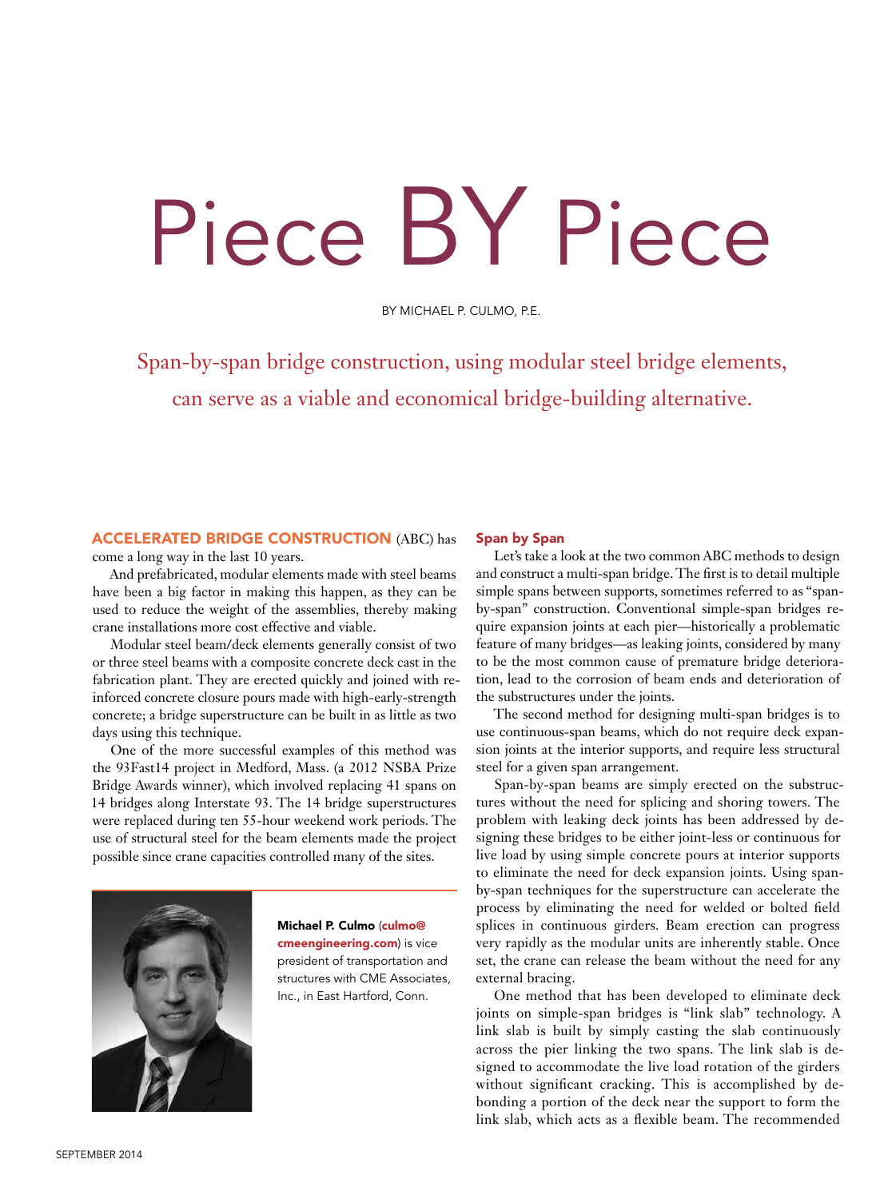# Piece BY Piece

BY MICHAEL P. CULMO, P.E.

Span-by-span bridge construction, using modular steel bridge elements, can serve as a viable and economical bridge-building alternative.

**ACCELERATED BRIDGE CONSTRUCTION** (ABC) has come a long way in the last 10 years.

And prefabricated, modular elements made with steel beams have been a big factor in making this happen, as they can be used to reduce the weight of the assemblies, thereby making crane installations more cost effective and viable.

Modular steel beam/deck elements generally consist of two or three steel beams with a composite concrete deck cast in the fabrication plant. They are erected quickly and joined with reinforced concrete closure pours made with high-early-strength concrete; a bridge superstructure can be built in as little as two days using this technique.

One of the more successful examples of this method was the 93Fast14 project in Medford, Mass. (a 2012 NSBA Prize Bridge Awards winner), which involved replacing 41 spans on 14 bridges along Interstate 93. The 14 bridge superstructures were replaced during ten 55-hour weekend work periods. The use of structural steel for the beam elements made the project possible since crane capacities controlled many of the sites.

**Michael P. Culmo** (culmo@cmeengineering.com) is vice president of transportation and structures with CME Associates, Inc., in East Hartford, Conn.

## Span by Span

Let's take a look at the two common ABC methods to design and construct a multi-span bridge. The first is to detail multiple simple spans between supports, sometimes referred to as "span-by-span" construction. Conventional simple-span bridges require expansion joints at each pier—historically a problematic feature of many bridges—as leaking joints, considered by many to be the most common cause of premature bridge deterioration, lead to the corrosion of beam ends and deterioration of the substructures under the joints.

The second method for designing multi-span bridges is to use continuous-span beams, which do not require deck expansion joints at the interior supports, and require less structural steel for a given span arrangement.

Span-by-span beams are simply erected on the substructures without the need for splicing and shoring towers. The problem with leaking deck joints has been addressed by designing these bridges to be either joint-less or continuous for live load by using simple concrete pours at interior supports to eliminate the need for deck expansion joints. Using span-by-span techniques for the superstructure can accelerate the process by eliminating the need for welded or bolted field splices in continuous girders. Beam erection can progress very rapidly as the modular units are inherently stable. Once set, the crane can release the beam without the need for any external bracing.

One method that has been developed to eliminate deck joints on simple-span bridges is "link slab" technology. A link slab is built by simply casting the slab continuously across the pier linking the two spans. The link slab is designed to accommodate the live load rotation of the girders without significant cracking. This is accomplished by debonding a portion of the deck near the support to form the link slab, which acts as a flexible beam. The recommended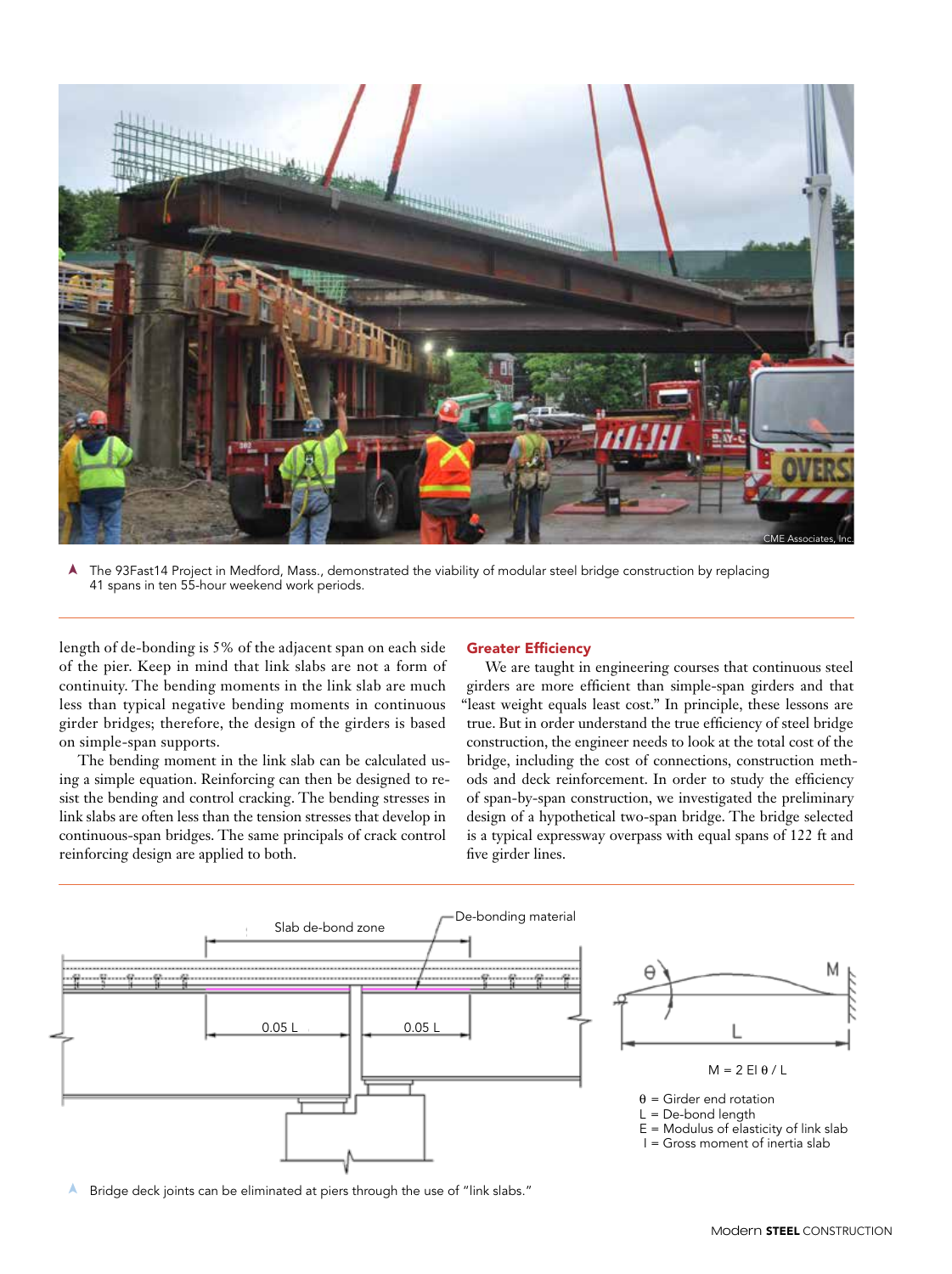▲ The 93Fast14 Project in Medford, Mass., demonstrated the viability of modular steel bridge construction by replacing 41 spans in ten 55-hour weekend work periods.

length of de-bonding is 5% of the adjacent span on each side of the pier. Keep in mind that link slabs are not a form of continuity. The bending moments in the link slab are much less than typical negative bending moments in continuous girder bridges; therefore, the design of the girders is based on simple-span supports.

The bending moment in the link slab can be calculated using a simple equation. Reinforcing can then be designed to resist the bending and control cracking. The bending stresses in link slabs are often less than the tension stresses that develop in continuous-span bridges. The same principals of crack control reinforcing design are applied to both.

## Greater Efficiency

We are taught in engineering courses that continuous steel girders are more efficient than simple-span girders and that "least weight equals least cost." In principle, these lessons are true. But in order understand the true efficiency of steel bridge construction, the engineer needs to look at the total cost of the bridge, including the cost of connections, construction methods and deck reinforcement. In order to study the efficiency of span-by-span construction, we investigated the preliminary design of a hypothetical two-span bridge. The bridge selected is a typical expressway overpass with equal spans of 122 ft and five girder lines.

Slab de-bond zone — De-bonding material — 0.05 L — 0.05 L

$$M = 2\,EI\,\theta / L$$

$\theta$ = Girder end rotation
$L$ = De-bond length
$E$ = Modulus of elasticity of link slab
$I$ = Gross moment of inertia slab

▲ Bridge deck joints can be eliminated at piers through the use of "link slabs."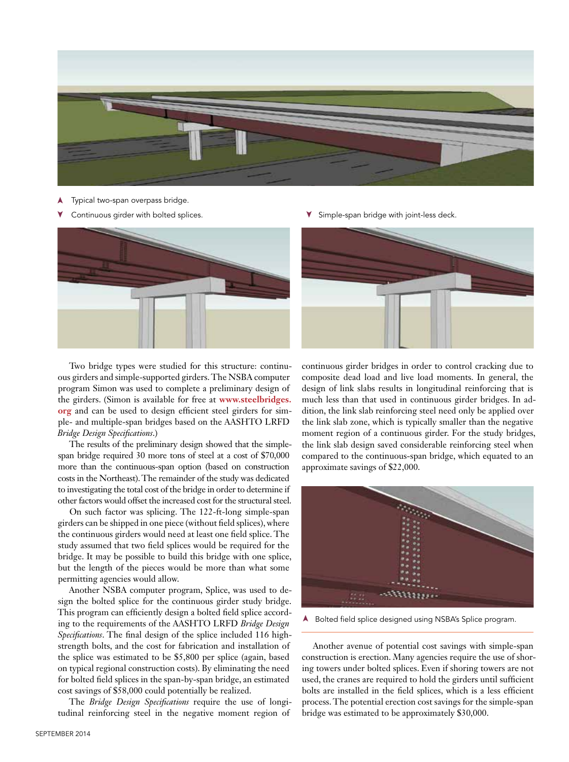▲ Typical two-span overpass bridge.

▼ Continuous girder with bolted splices.

▼ Simple-span bridge with joint-less deck.

Two bridge types were studied for this structure: continuous girders and simple-supported girders. The NSBA computer program Simon was used to complete a preliminary design of the girders. (Simon is available for free at **www.steelbridges.org** and can be used to design efficient steel girders for simple- and multiple-span bridges based on the AASHTO LRFD *Bridge Design Specifications*.)

The results of the preliminary design showed that the simple-span bridge required 30 more tons of steel at a cost of $70,000 more than the continuous-span option (based on construction costs in the Northeast). The remainder of the study was dedicated to investigating the total cost of the bridge in order to determine if other factors would offset the increased cost for the structural steel.

On such factor was splicing. The 122-ft-long simple-span girders can be shipped in one piece (without field splices), where the continuous girders would need at least one field splice. The study assumed that two field splices would be required for the bridge. It may be possible to build this bridge with one splice, but the length of the pieces would be more than what some permitting agencies would allow.

Another NSBA computer program, Splice, was used to design the bolted splice for the continuous girder study bridge. This program can efficiently design a bolted field splice according to the requirements of the AASHTO LRFD *Bridge Design Specifications*. The final design of the splice included 116 high-strength bolts, and the cost for fabrication and installation of the splice was estimated to be $5,800 per splice (again, based on typical regional construction costs). By eliminating the need for bolted field splices in the span-by-span bridge, an estimated cost savings of $58,000 could potentially be realized.

The *Bridge Design Specifications* require the use of longitudinal reinforcing steel in the negative moment region of continuous girder bridges in order to control cracking due to composite dead load and live load moments. In general, the design of link slabs results in longitudinal reinforcing that is much less than that used in continuous girder bridges. In addition, the link slab reinforcing steel need only be applied over the link slab zone, which is typically smaller than the negative moment region of a continuous girder. For the study bridges, the link slab design saved considerable reinforcing steel when compared to the continuous-span bridge, which equated to an approximate savings of $22,000.

▲ Bolted field splice designed using NSBA's Splice program.

Another avenue of potential cost savings with simple-span construction is erection. Many agencies require the use of shoring towers under bolted splices. Even if shoring towers are not used, the cranes are required to hold the girders until sufficient bolts are installed in the field splices, which is a less efficient process. The potential erection cost savings for the simple-span bridge was estimated to be approximately $30,000.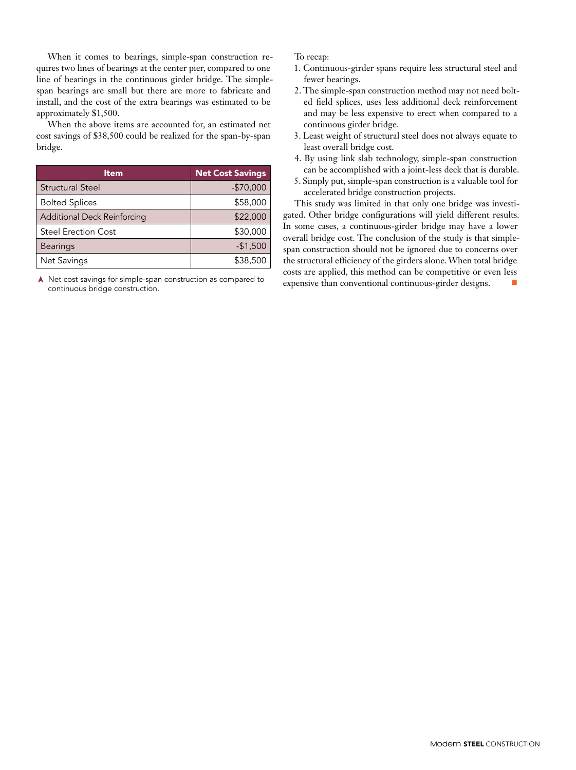When it comes to bearings, simple-span construction requires two lines of bearings at the center pier, compared to one line of bearings in the continuous girder bridge. The simple-span bearings are small but there are more to fabricate and install, and the cost of the extra bearings was estimated to be approximately $1,500.

When the above items are accounted for, an estimated net cost savings of $38,500 could be realized for the span-by-span bridge.

| Item | Net Cost Savings |
|---|---|
| Structural Steel | -$70,000 |
| Bolted Splices | $58,000 |
| Additional Deck Reinforcing | $22,000 |
| Steel Erection Cost | $30,000 |
| Bearings | -$1,500 |
| Net Savings | $38,500 |

Net cost savings for simple-span construction as compared to continuous bridge construction.

To recap:

1. Continuous-girder spans require less structural steel and fewer bearings.
2. The simple-span construction method may not need bolted field splices, uses less additional deck reinforcement and may be less expensive to erect when compared to a continuous girder bridge.
3. Least weight of structural steel does not always equate to least overall bridge cost.
4. By using link slab technology, simple-span construction can be accomplished with a joint-less deck that is durable.
5. Simply put, simple-span construction is a valuable tool for accelerated bridge construction projects.

This study was limited in that only one bridge was investigated. Other bridge configurations will yield different results. In some cases, a continuous-girder bridge may have a lower overall bridge cost. The conclusion of the study is that simple-span construction should not be ignored due to concerns over the structural efficiency of the girders alone. When total bridge costs are applied, this method can be competitive or even less expensive than conventional continuous-girder designs.